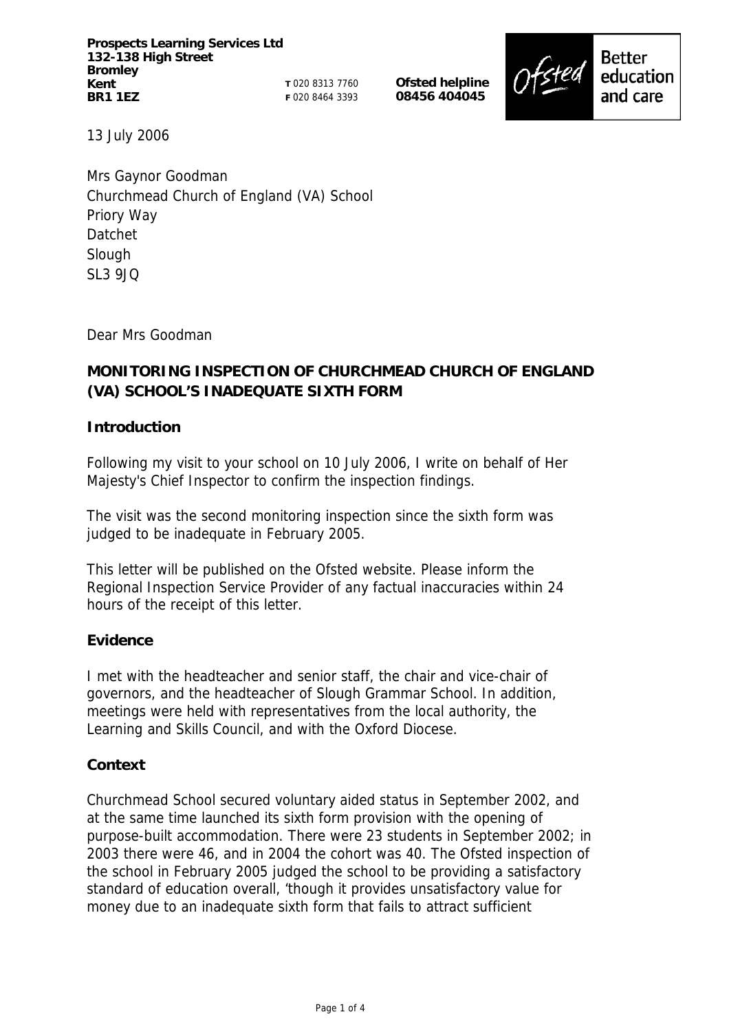**Prospects Learning Services Ltd**
**132-138 High Street**
**Bromley**
**Kent**
**BR1 1EZ**

**T** 020 8313 7760
**F** 020 8464 3393

**Ofsted helpline**
**08456 404045**

Ofsted Better education and care

13 July 2006

Mrs Gaynor Goodman
Churchmead Church of England (VA) School
Priory Way
Datchet
Slough
SL3 9JQ

Dear Mrs Goodman

**MONITORING INSPECTION OF CHURCHMEAD CHURCH OF ENGLAND (VA) SCHOOL'S INADEQUATE SIXTH FORM**

**Introduction**

Following my visit to your school on 10 July 2006, I write on behalf of Her Majesty's Chief Inspector to confirm the inspection findings.

The visit was the second monitoring inspection since the sixth form was judged to be inadequate in February 2005.

This letter will be published on the Ofsted website. Please inform the Regional Inspection Service Provider of any factual inaccuracies within 24 hours of the receipt of this letter.

**Evidence**

I met with the headteacher and senior staff, the chair and vice-chair of governors, and the headteacher of Slough Grammar School. In addition, meetings were held with representatives from the local authority, the Learning and Skills Council, and with the Oxford Diocese.

**Context**

Churchmead School secured voluntary aided status in September 2002, and at the same time launched its sixth form provision with the opening of purpose-built accommodation. There were 23 students in September 2002; in 2003 there were 46, and in 2004 the cohort was 40. The Ofsted inspection of the school in February 2005 judged the school to be providing a satisfactory standard of education overall, 'though it provides unsatisfactory value for money due to an inadequate sixth form that fails to attract sufficient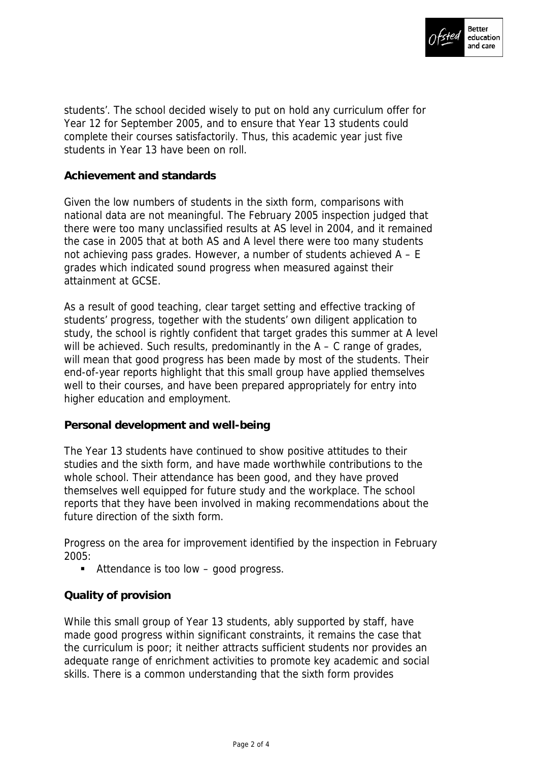students'. The school decided wisely to put on hold any curriculum offer for Year 12 for September 2005, and to ensure that Year 13 students could complete their courses satisfactorily. Thus, this academic year just five students in Year 13 have been on roll.

**Achievement and standards**

Given the low numbers of students in the sixth form, comparisons with national data are not meaningful. The February 2005 inspection judged that there were too many unclassified results at AS level in 2004, and it remained the case in 2005 that at both AS and A level there were too many students not achieving pass grades. However, a number of students achieved A – E grades which indicated sound progress when measured against their attainment at GCSE.

As a result of good teaching, clear target setting and effective tracking of students' progress, together with the students' own diligent application to study, the school is rightly confident that target grades this summer at A level will be achieved. Such results, predominantly in the A – C range of grades, will mean that good progress has been made by most of the students. Their end-of-year reports highlight that this small group have applied themselves well to their courses, and have been prepared appropriately for entry into higher education and employment.

**Personal development and well-being**

The Year 13 students have continued to show positive attitudes to their studies and the sixth form, and have made worthwhile contributions to the whole school. Their attendance has been good, and they have proved themselves well equipped for future study and the workplace. The school reports that they have been involved in making recommendations about the future direction of the sixth form.

Progress on the area for improvement identified by the inspection in February 2005:

- Attendance is too low – good progress.

**Quality of provision**

While this small group of Year 13 students, ably supported by staff, have made good progress within significant constraints, it remains the case that the curriculum is poor; it neither attracts sufficient students nor provides an adequate range of enrichment activities to promote key academic and social skills. There is a common understanding that the sixth form provides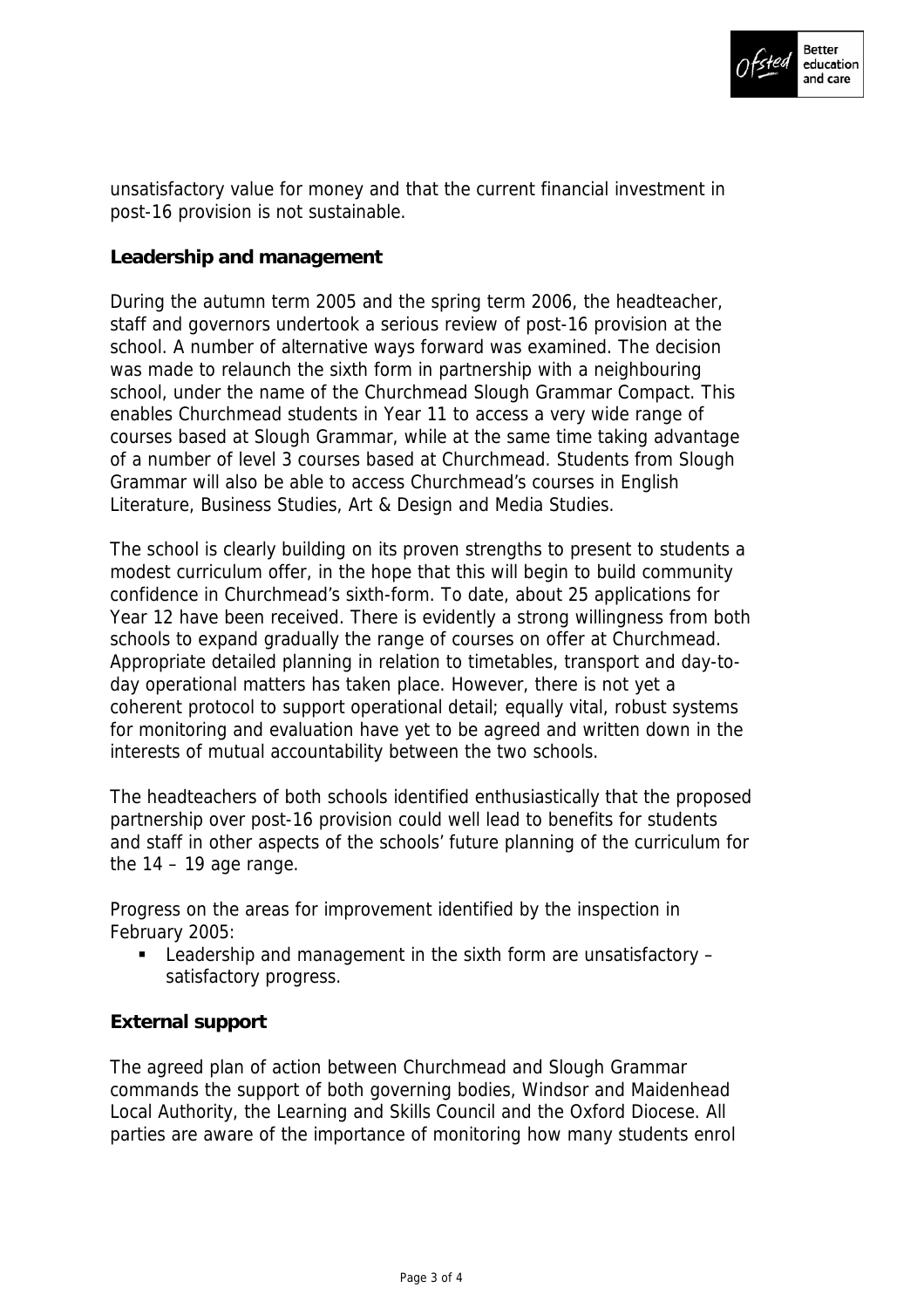unsatisfactory value for money and that the current financial investment in post-16 provision is not sustainable.

**Leadership and management**

During the autumn term 2005 and the spring term 2006, the headteacher, staff and governors undertook a serious review of post-16 provision at the school. A number of alternative ways forward was examined. The decision was made to relaunch the sixth form in partnership with a neighbouring school, under the name of the Churchmead Slough Grammar Compact. This enables Churchmead students in Year 11 to access a very wide range of courses based at Slough Grammar, while at the same time taking advantage of a number of level 3 courses based at Churchmead. Students from Slough Grammar will also be able to access Churchmead's courses in English Literature, Business Studies, Art & Design and Media Studies.

The school is clearly building on its proven strengths to present to students a modest curriculum offer, in the hope that this will begin to build community confidence in Churchmead's sixth-form. To date, about 25 applications for Year 12 have been received. There is evidently a strong willingness from both schools to expand gradually the range of courses on offer at Churchmead. Appropriate detailed planning in relation to timetables, transport and day-to-day operational matters has taken place. However, there is not yet a coherent protocol to support operational detail; equally vital, robust systems for monitoring and evaluation have yet to be agreed and written down in the interests of mutual accountability between the two schools.

The headteachers of both schools identified enthusiastically that the proposed partnership over post-16 provision could well lead to benefits for students and staff in other aspects of the schools' future planning of the curriculum for the 14 – 19 age range.

Progress on the areas for improvement identified by the inspection in February 2005:

- Leadership and management in the sixth form are unsatisfactory – satisfactory progress.

**External support**

The agreed plan of action between Churchmead and Slough Grammar commands the support of both governing bodies, Windsor and Maidenhead Local Authority, the Learning and Skills Council and the Oxford Diocese. All parties are aware of the importance of monitoring how many students enrol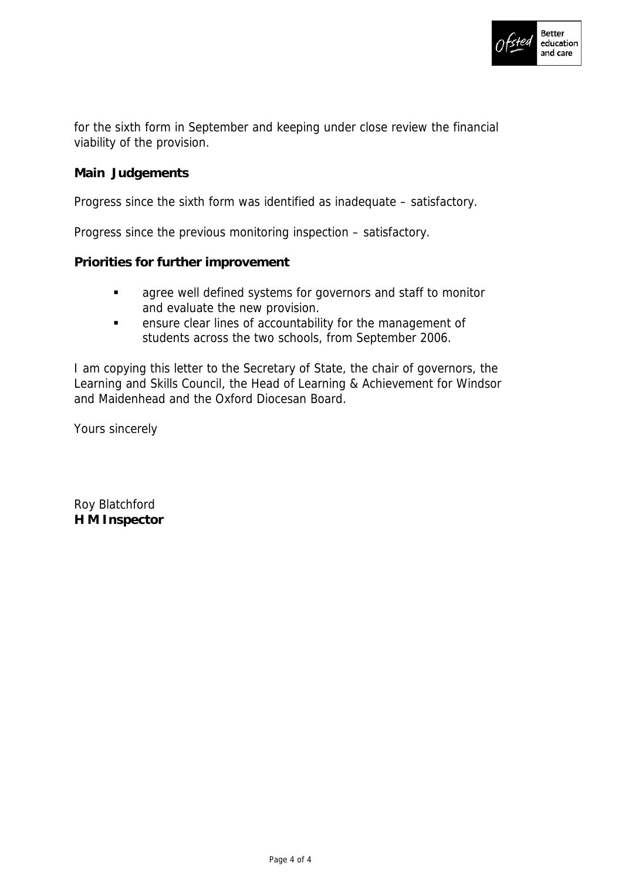for the sixth form in September and keeping under close review the financial viability of the provision.

**Main Judgements**

Progress since the sixth form was identified as inadequate – satisfactory.

Progress since the previous monitoring inspection – satisfactory.

**Priorities for further improvement**

- agree well defined systems for governors and staff to monitor and evaluate the new provision.
- ensure clear lines of accountability for the management of students across the two schools, from September 2006.

I am copying this letter to the Secretary of State, the chair of governors, the Learning and Skills Council, the Head of Learning & Achievement for Windsor and Maidenhead and the Oxford Diocesan Board.

Yours sincerely

Roy Blatchford
**H M Inspector**